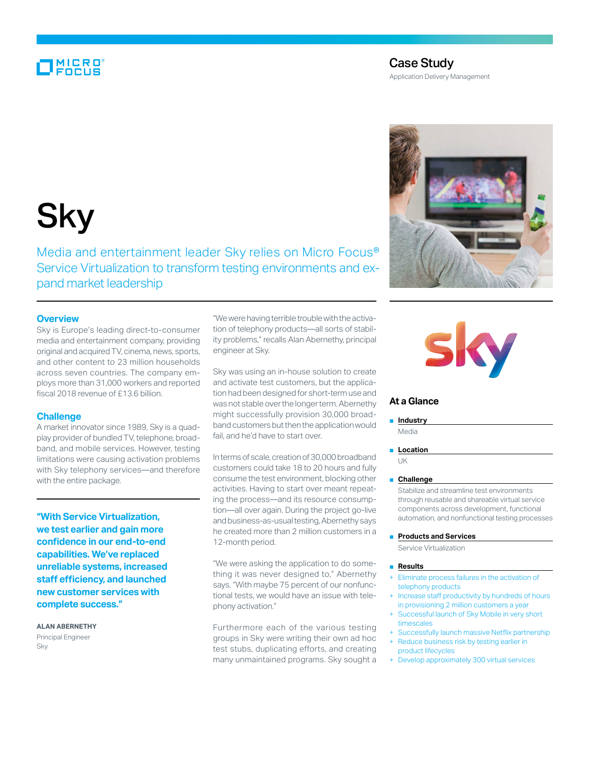Case Study

Application Delivery Management

# Sky

## Media and entertainment leader Sky relies on Micro Focus® Service Virtualization to transform testing environments and expand market leadership

### Overview

Sky is Europe's leading direct-to-consumer media and entertainment company, providing original and acquired TV, cinema, news, sports, and other content to 23 million households across seven countries. The company employs more than 31,000 workers and reported fiscal 2018 revenue of £13.6 billion.

### Challenge

A market innovator since 1989, Sky is a quad-play provider of bundled TV, telephone, broadband, and mobile services. However, testing limitations were causing activation problems with Sky telephony services—and therefore with the entire package.

**"With Service Virtualization, we test earlier and gain more confidence in our end-to-end capabilities. We've replaced unreliable systems, increased staff efficiency, and launched new customer services with complete success."**

**ALAN ABERNETHY**
Principal Engineer
Sky

"We were having terrible trouble with the activation of telephony products—all sorts of stability problems," recalls Alan Abernethy, principal engineer at Sky.

Sky was using an in-house solution to create and activate test customers, but the application had been designed for short-term use and was not stable over the longer term. Abernethy might successfully provision 30,000 broadband customers but then the application would fail, and he'd have to start over.

In terms of scale, creation of 30,000 broadband customers could take 18 to 20 hours and fully consume the test environment, blocking other activities. Having to start over meant repeating the process—and its resource consumption—all over again. During the project go-live and business-as-usual testing, Abernethy says he created more than 2 million customers in a 12-month period.

"We were asking the application to do something it was never designed to," Abernethy says. "With maybe 75 percent of our nonfunctional tests, we would have an issue with telephony activation."

Furthermore each of the various testing groups in Sky were writing their own ad hoc test stubs, duplicating efforts, and creating many unmaintained programs. Sky sought a

### At a Glance

- **Industry**
  Media
- **Location**
  UK
- **Challenge**
  Stabilize and streamline test environments through reusable and shareable virtual service components across development, functional automation, and nonfunctional testing processes
- **Products and Services**
  Service Virtualization
- **Results**
  + Eliminate process failures in the activation of telephony products
  + Increase staff productivity by hundreds of hours in provisioning 2 million customers a year
  + Successful launch of Sky Mobile in very short timescales
  + Successfully launch massive Netflix partnership
  + Reduce business risk by testing earlier in product lifecycles
  + Develop approximately 300 virtual services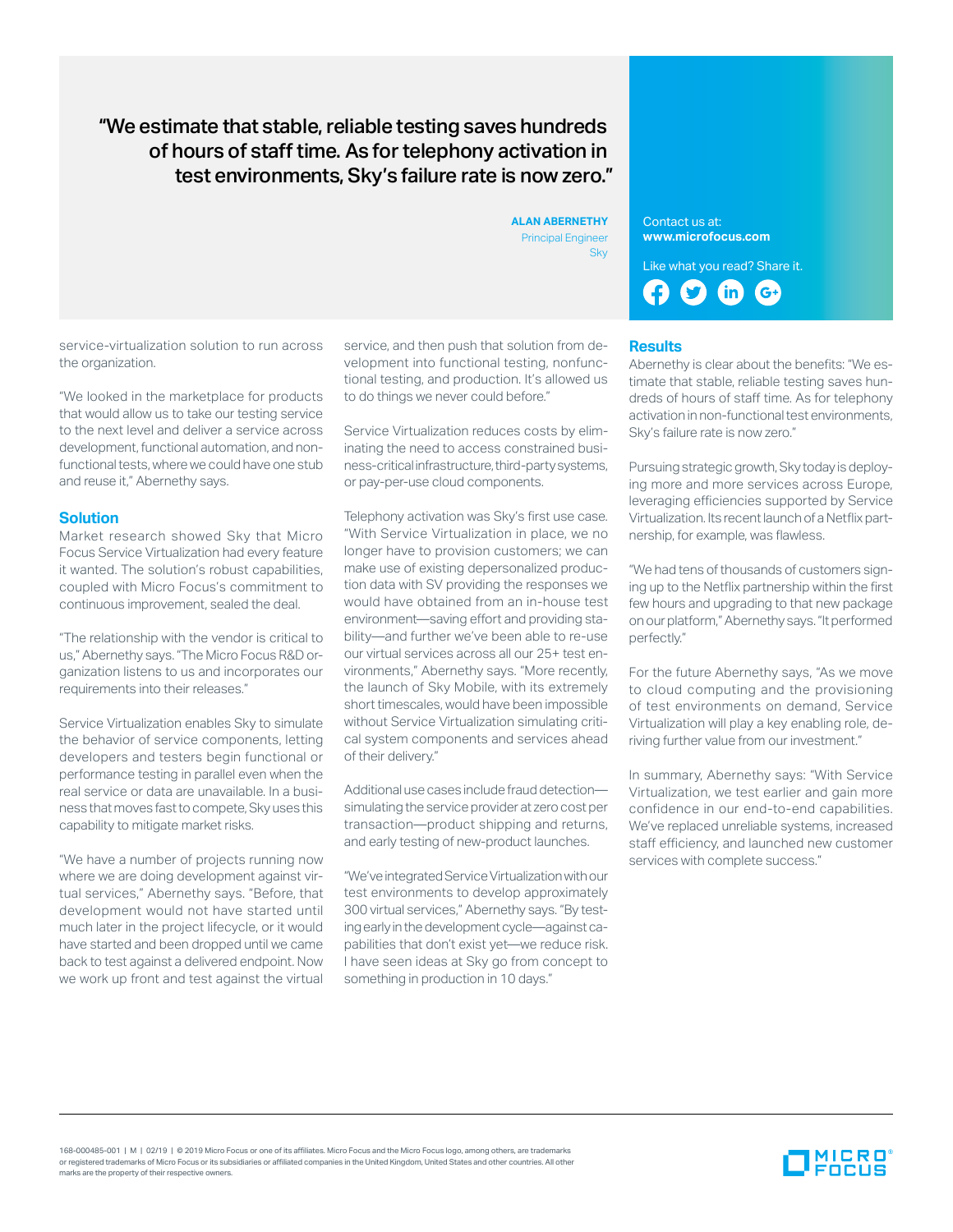> "We estimate that stable, reliable testing saves hundreds of hours of staff time. As for telephony activation in test environments, Sky's failure rate is now zero."
>
> **ALAN ABERNETHY**
> Principal Engineer
> Sky

Contact us at:
**www.microfocus.com**

Like what you read? Share it.

service-virtualization solution to run across the organization.

"We looked in the marketplace for products that would allow us to take our testing service to the next level and deliver a service across development, functional automation, and nonfunctional tests, where we could have one stub and reuse it," Abernethy says.

## Solution

Market research showed Sky that Micro Focus Service Virtualization had every feature it wanted. The solution's robust capabilities, coupled with Micro Focus's commitment to continuous improvement, sealed the deal.

"The relationship with the vendor is critical to us," Abernethy says. "The Micro Focus R&D organization listens to us and incorporates our requirements into their releases."

Service Virtualization enables Sky to simulate the behavior of service components, letting developers and testers begin functional or performance testing in parallel even when the real service or data are unavailable. In a business that moves fast to compete, Sky uses this capability to mitigate market risks.

"We have a number of projects running now where we are doing development against virtual services," Abernethy says. "Before, that development would not have started until much later in the project lifecycle, or it would have started and been dropped until we came back to test against a delivered endpoint. Now we work up front and test against the virtual service, and then push that solution from development into functional testing, nonfunctional testing, and production. It's allowed us to do things we never could before."

Service Virtualization reduces costs by eliminating the need to access constrained business-critical infrastructure, third-party systems, or pay-per-use cloud components.

Telephony activation was Sky's first use case. "With Service Virtualization in place, we no longer have to provision customers; we can make use of existing depersonalized production data with SV providing the responses we would have obtained from an in-house test environment—saving effort and providing stability—and further we've been able to re-use our virtual services across all our 25+ test environments," Abernethy says. "More recently, the launch of Sky Mobile, with its extremely short timescales, would have been impossible without Service Virtualization simulating critical system components and services ahead of their delivery."

Additional use cases include fraud detection—simulating the service provider at zero cost per transaction—product shipping and returns, and early testing of new-product launches.

"We've integrated Service Virtualization with our test environments to develop approximately 300 virtual services," Abernethy says. "By testing early in the development cycle—against capabilities that don't exist yet—we reduce risk. I have seen ideas at Sky go from concept to something in production in 10 days."

## Results

Abernethy is clear about the benefits: "We estimate that stable, reliable testing saves hundreds of hours of staff time. As for telephony activation in non-functional test environments, Sky's failure rate is now zero."

Pursuing strategic growth, Sky today is deploying more and more services across Europe, leveraging efficiencies supported by Service Virtualization. Its recent launch of a Netflix partnership, for example, was flawless.

"We had tens of thousands of customers signing up to the Netflix partnership within the first few hours and upgrading to that new package on our platform," Abernethy says. "It performed perfectly."

For the future Abernethy says, "As we move to cloud computing and the provisioning of test environments on demand, Service Virtualization will play a key enabling role, deriving further value from our investment."

In summary, Abernethy says: "With Service Virtualization, we test earlier and gain more confidence in our end-to-end capabilities. We've replaced unreliable systems, increased staff efficiency, and launched new customer services with complete success."

168-000485-001 | M | 02/19 | © 2019 Micro Focus or one of its affiliates. Micro Focus and the Micro Focus logo, among others, are trademarks or registered trademarks of Micro Focus or its subsidiaries or affiliated companies in the United Kingdom, United States and other countries. All other marks are the property of their respective owners.